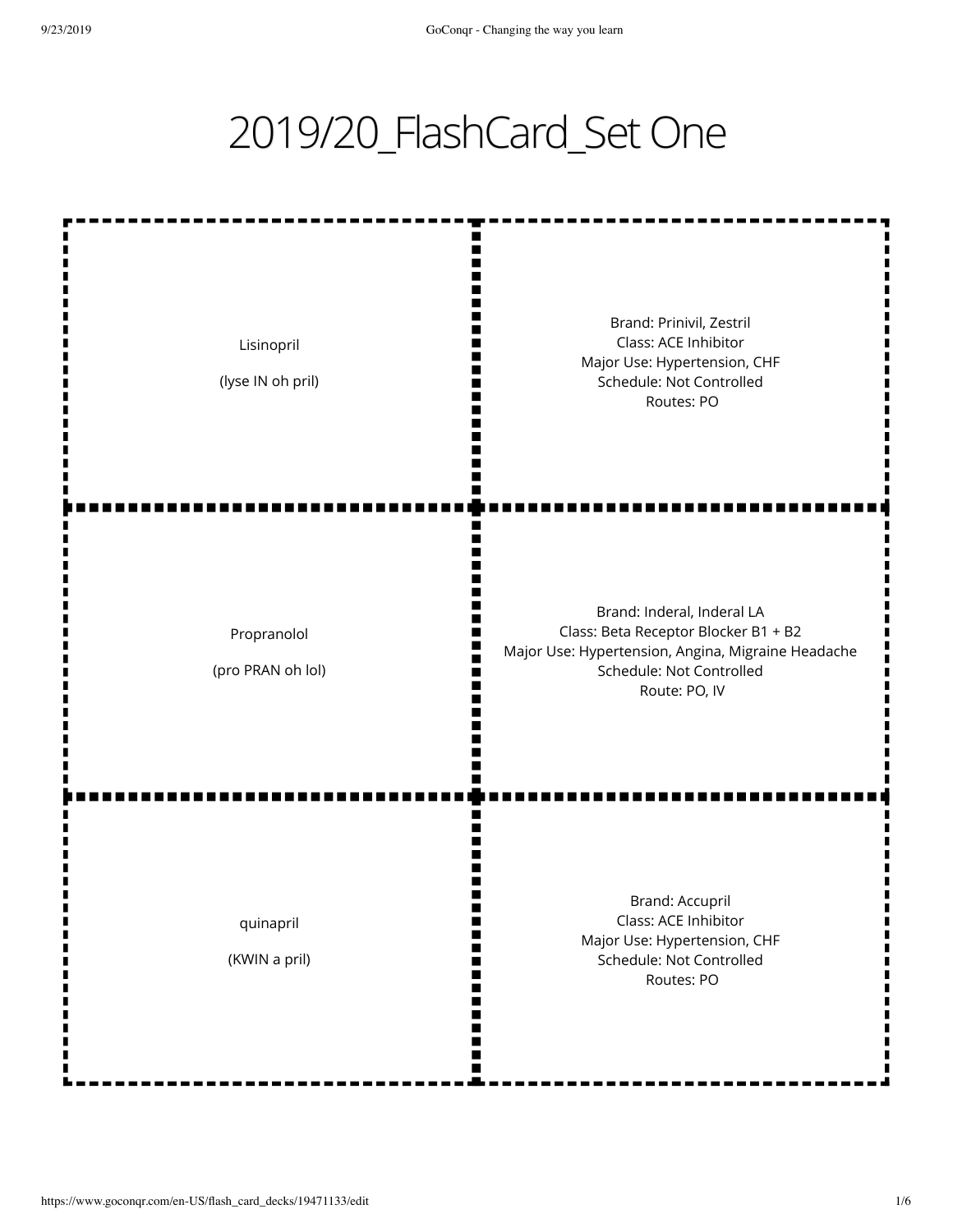# 2019/20_FlashCard_Set One

| | |
|---|---|
| Lisinopril<br><br>(lyse IN oh pril) | Brand: Prinivil, Zestril<br>Class: ACE Inhibitor<br>Major Use: Hypertension, CHF<br>Schedule: Not Controlled<br>Routes: PO |
| Propranolol<br><br>(pro PRAN oh lol) | Brand: Inderal, Inderal LA<br>Class: Beta Receptor Blocker B1 + B2<br>Major Use: Hypertension, Angina, Migraine Headache<br>Schedule: Not Controlled<br>Route: PO, IV |
| quinapril<br><br>(KWIN a pril) | Brand: Accupril<br>Class: ACE Inhibitor<br>Major Use: Hypertension, CHF<br>Schedule: Not Controlled<br>Routes: PO |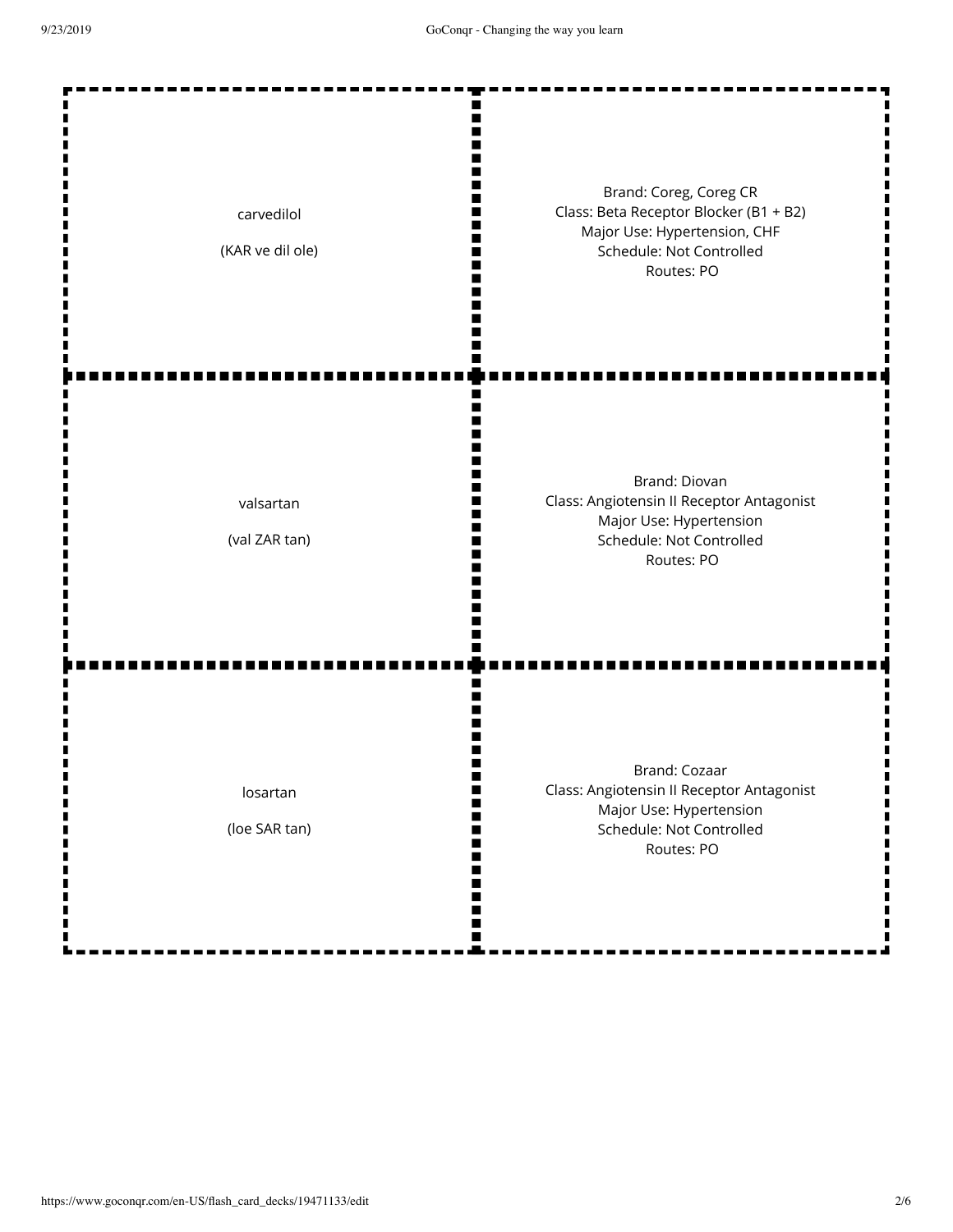| Term | Definition |
| --- | --- |
| carvedilol<br><br>(KAR ve dil ole) | Brand: Coreg, Coreg CR<br>Class: Beta Receptor Blocker (B1 + B2)<br>Major Use: Hypertension, CHF<br>Schedule: Not Controlled<br>Routes: PO |
| valsartan<br><br>(val ZAR tan) | Brand: Diovan<br>Class: Angiotensin II Receptor Antagonist<br>Major Use: Hypertension<br>Schedule: Not Controlled<br>Routes: PO |
| losartan<br><br>(loe SAR tan) | Brand: Cozaar<br>Class: Angiotensin II Receptor Antagonist<br>Major Use: Hypertension<br>Schedule: Not Controlled<br>Routes: PO |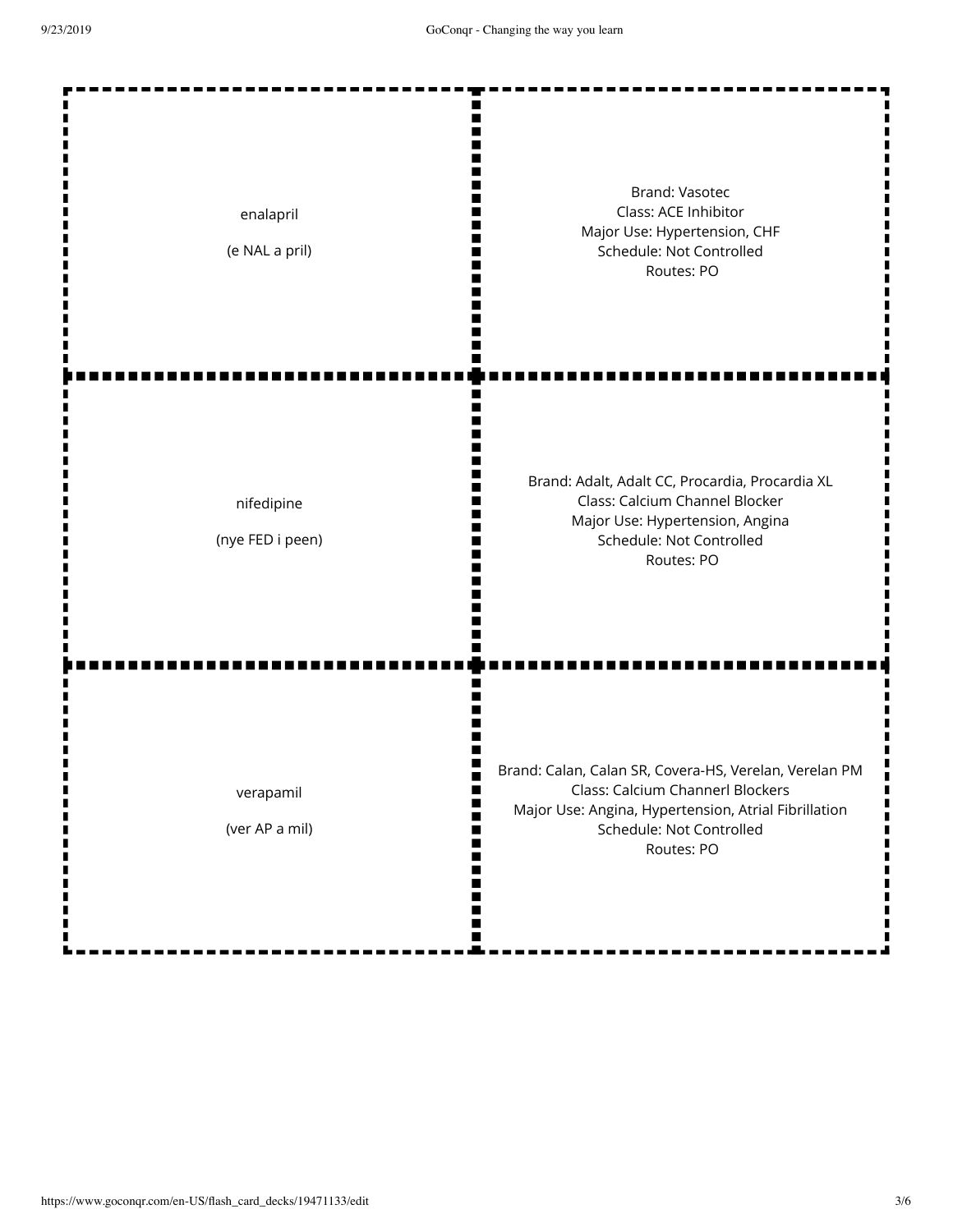| | |
|---|---|
| enalapril<br><br>(e NAL a pril) | Brand: Vasotec<br>Class: ACE Inhibitor<br>Major Use: Hypertension, CHF<br>Schedule: Not Controlled<br>Routes: PO |
| nifedipine<br><br>(nye FED i peen) | Brand: Adalt, Adalt CC, Procardia, Procardia XL<br>Class: Calcium Channel Blocker<br>Major Use: Hypertension, Angina<br>Schedule: Not Controlled<br>Routes: PO |
| verapamil<br><br>(ver AP a mil) | Brand: Calan, Calan SR, Covera-HS, Verelan, Verelan PM<br>Class: Calcium Channerl Blockers<br>Major Use: Angina, Hypertension, Atrial Fibrillation<br>Schedule: Not Controlled<br>Routes: PO |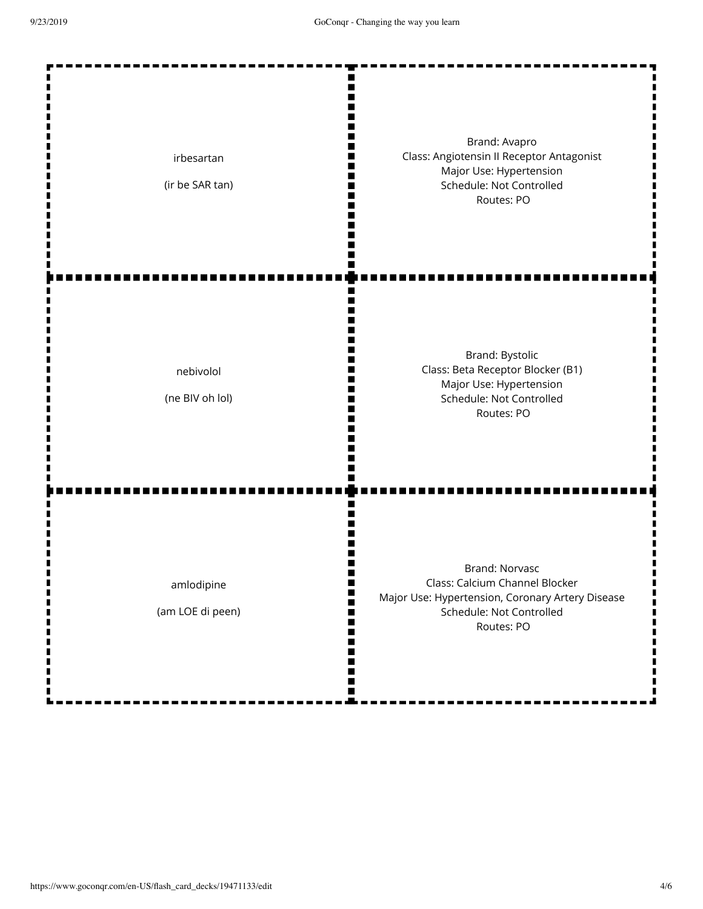| Term | Definition |
| --- | --- |
| irbesartan<br><br>(ir be SAR tan) | Brand: Avapro<br>Class: Angiotensin II Receptor Antagonist<br>Major Use: Hypertension<br>Schedule: Not Controlled<br>Routes: PO |
| nebivolol<br><br>(ne BIV oh lol) | Brand: Bystolic<br>Class: Beta Receptor Blocker (B1)<br>Major Use: Hypertension<br>Schedule: Not Controlled<br>Routes: PO |
| amlodipine<br><br>(am LOE di peen) | Brand: Norvasc<br>Class: Calcium Channel Blocker<br>Major Use: Hypertension, Coronary Artery Disease<br>Schedule: Not Controlled<br>Routes: PO |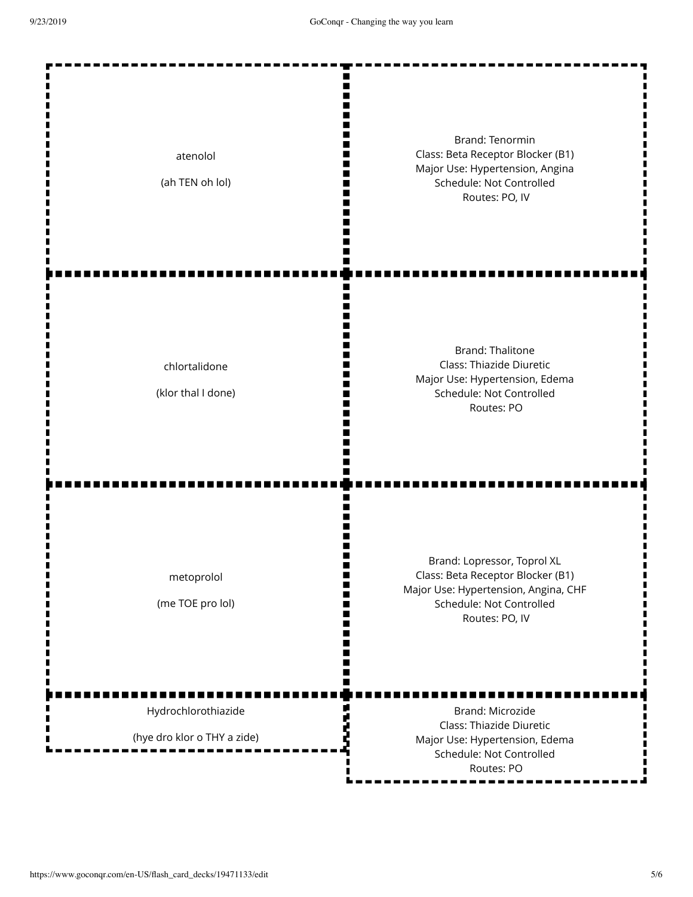| Term | Definition |
| --- | --- |
| atenolol<br><br>(ah TEN oh lol) | Brand: Tenormin<br>Class: Beta Receptor Blocker (B1)<br>Major Use: Hypertension, Angina<br>Schedule: Not Controlled<br>Routes: PO, IV |
| chlortalidone<br><br>(klor thal I done) | Brand: Thalitone<br>Class: Thiazide Diuretic<br>Major Use: Hypertension, Edema<br>Schedule: Not Controlled<br>Routes: PO |
| metoprolol<br><br>(me TOE pro lol) | Brand: Lopressor, Toprol XL<br>Class: Beta Receptor Blocker (B1)<br>Major Use: Hypertension, Angina, CHF<br>Schedule: Not Controlled<br>Routes: PO, IV |
| Hydrochlorothiazide<br><br>(hye dro klor o THY a zide) | Brand: Microzide<br>Class: Thiazide Diuretic<br>Major Use: Hypertension, Edema<br>Schedule: Not Controlled<br>Routes: PO |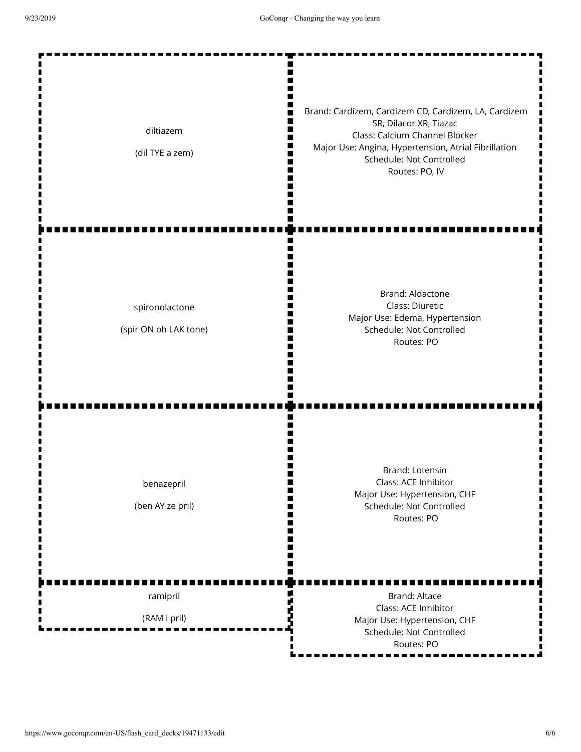| | |
|---|---|
| diltiazem<br><br>(dil TYE a zem) | Brand: Cardizem, Cardizem CD, Cardizem, LA, Cardizem SR, Dilacor XR, Tiazac<br>Class: Calcium Channel Blocker<br>Major Use: Angina, Hypertension, Atrial Fibrillation<br>Schedule: Not Controlled<br>Routes: PO, IV |
| spironolactone<br><br>(spir ON oh LAK tone) | Brand: Aldactone<br>Class: Diuretic<br>Major Use: Edema, Hypertension<br>Schedule: Not Controlled<br>Routes: PO |
| benazepril<br><br>(ben AY ze pril) | Brand: Lotensin<br>Class: ACE Inhibitor<br>Major Use: Hypertension, CHF<br>Schedule: Not Controlled<br>Routes: PO |
| ramipril<br><br>(RAM i pril) | Brand: Altace<br>Class: ACE Inhibitor<br>Major Use: Hypertension, CHF<br>Schedule: Not Controlled<br>Routes: PO |